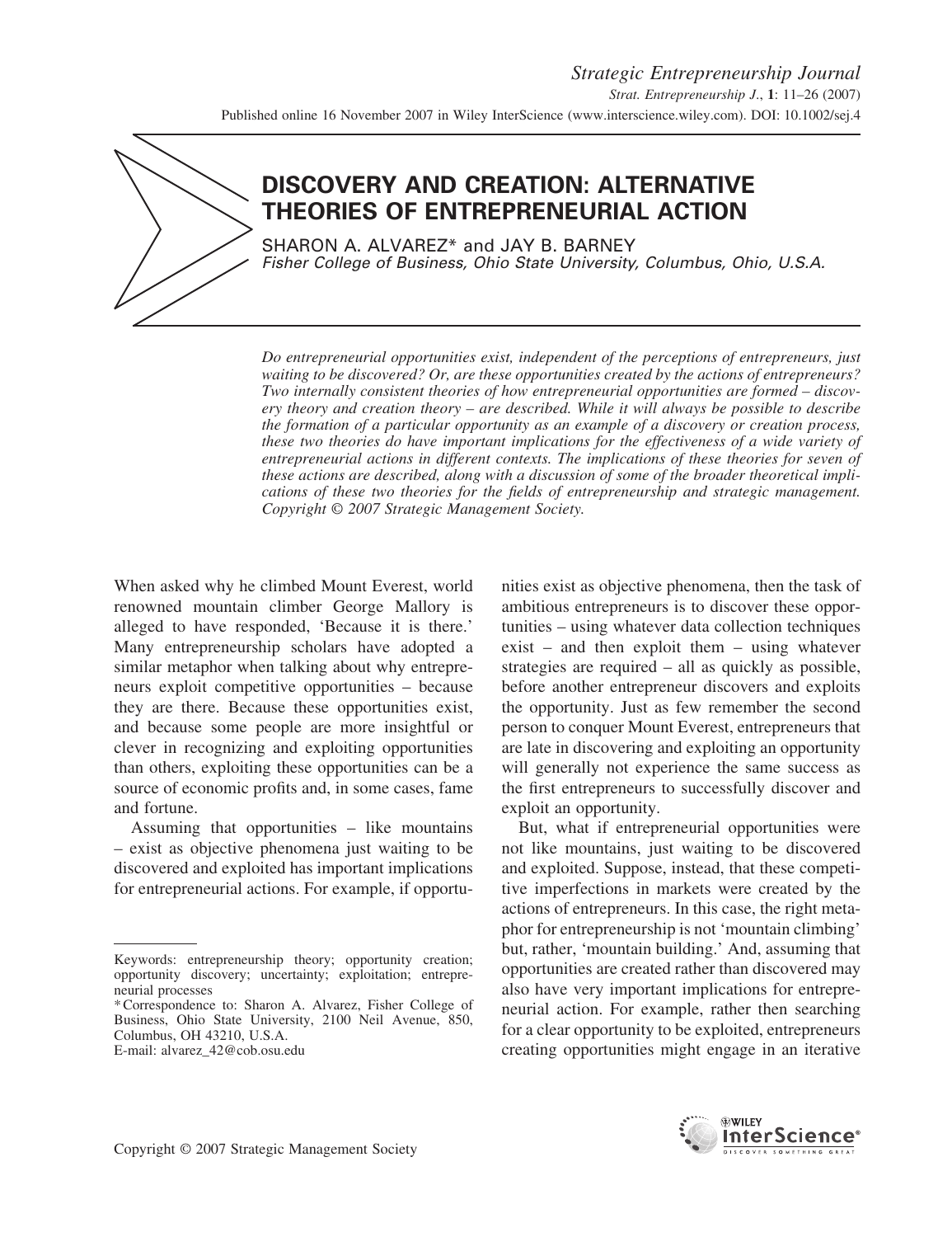# DISCOVERY AND CREATION: ALTERNATIVE THEORIES OF ENTREPRENEURIAL ACTION

SHARON A. ALVAREZ* and JAY B. BARNEY
*Fisher College of Business, Ohio State University, Columbus, Ohio, U.S.A.*

*Do entrepreneurial opportunities exist, independent of the perceptions of entrepreneurs, just waiting to be discovered? Or, are these opportunities created by the actions of entrepreneurs? Two internally consistent theories of how entrepreneurial opportunities are formed – discovery theory and creation theory – are described. While it will always be possible to describe the formation of a particular opportunity as an example of a discovery or creation process, these two theories do have important implications for the effectiveness of a wide variety of entrepreneurial actions in different contexts. The implications of these theories for seven of these actions are described, along with a discussion of some of the broader theoretical implications of these two theories for the fields of entrepreneurship and strategic management. Copyright © 2007 Strategic Management Society.*

When asked why he climbed Mount Everest, world renowned mountain climber George Mallory is alleged to have responded, 'Because it is there.' Many entrepreneurship scholars have adopted a similar metaphor when talking about why entrepreneurs exploit competitive opportunities – because they are there. Because these opportunities exist, and because some people are more insightful or clever in recognizing and exploiting opportunities than others, exploiting these opportunities can be a source of economic profits and, in some cases, fame and fortune.

Assuming that opportunities – like mountains – exist as objective phenomena just waiting to be discovered and exploited has important implications for entrepreneurial actions. For example, if opportunities exist as objective phenomena, then the task of ambitious entrepreneurs is to discover these opportunities – using whatever data collection techniques exist – and then exploit them – using whatever strategies are required – all as quickly as possible, before another entrepreneur discovers and exploits the opportunity. Just as few remember the second person to conquer Mount Everest, entrepreneurs that are late in discovering and exploiting an opportunity will generally not experience the same success as the first entrepreneurs to successfully discover and exploit an opportunity.

But, what if entrepreneurial opportunities were not like mountains, just waiting to be discovered and exploited. Suppose, instead, that these competitive imperfections in markets were created by the actions of entrepreneurs. In this case, the right metaphor for entrepreneurship is not 'mountain climbing' but, rather, 'mountain building.' And, assuming that opportunities are created rather than discovered may also have very important implications for entrepreneurial action. For example, rather then searching for a clear opportunity to be exploited, entrepreneurs creating opportunities might engage in an iterative

Keywords: entrepreneurship theory; opportunity creation; opportunity discovery; uncertainty; exploitation; entrepreneurial processes

*Correspondence to: Sharon A. Alvarez, Fisher College of Business, Ohio State University, 2100 Neil Avenue, 850, Columbus, OH 43210, U.S.A.
E-mail: alvarez_42@cob.osu.edu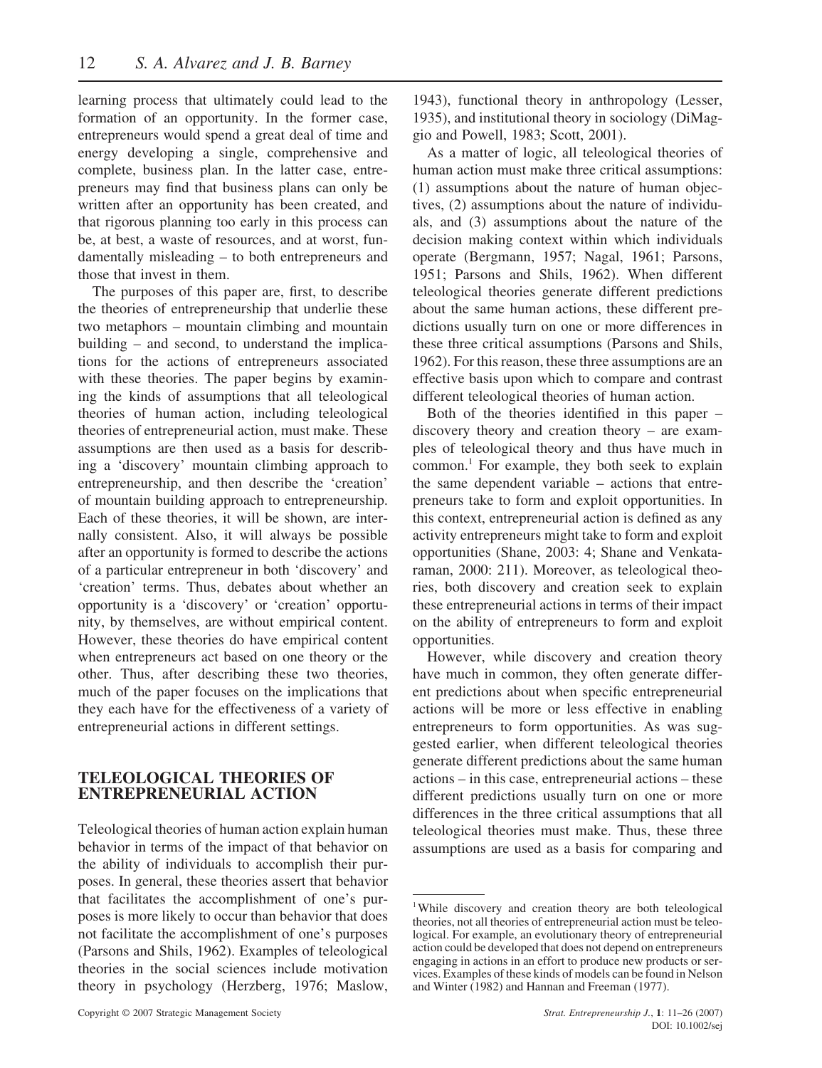learning process that ultimately could lead to the formation of an opportunity. In the former case, entrepreneurs would spend a great deal of time and energy developing a single, comprehensive and complete, business plan. In the latter case, entrepreneurs may find that business plans can only be written after an opportunity has been created, and that rigorous planning too early in this process can be, at best, a waste of resources, and at worst, fundamentally misleading – to both entrepreneurs and those that invest in them.

The purposes of this paper are, first, to describe the theories of entrepreneurship that underlie these two metaphors – mountain climbing and mountain building – and second, to understand the implications for the actions of entrepreneurs associated with these theories. The paper begins by examining the kinds of assumptions that all teleological theories of human action, including teleological theories of entrepreneurial action, must make. These assumptions are then used as a basis for describing a 'discovery' mountain climbing approach to entrepreneurship, and then describe the 'creation' of mountain building approach to entrepreneurship. Each of these theories, it will be shown, are internally consistent. Also, it will always be possible after an opportunity is formed to describe the actions of a particular entrepreneur in both 'discovery' and 'creation' terms. Thus, debates about whether an opportunity is a 'discovery' or 'creation' opportunity, by themselves, are without empirical content. However, these theories do have empirical content when entrepreneurs act based on one theory or the other. Thus, after describing these two theories, much of the paper focuses on the implications that they each have for the effectiveness of a variety of entrepreneurial actions in different settings.

## TELEOLOGICAL THEORIES OF ENTREPRENEURIAL ACTION

Teleological theories of human action explain human behavior in terms of the impact of that behavior on the ability of individuals to accomplish their purposes. In general, these theories assert that behavior that facilitates the accomplishment of one's purposes is more likely to occur than behavior that does not facilitate the accomplishment of one's purposes (Parsons and Shils, 1962). Examples of teleological theories in the social sciences include motivation theory in psychology (Herzberg, 1976; Maslow, 1943), functional theory in anthropology (Lesser, 1935), and institutional theory in sociology (DiMaggio and Powell, 1983; Scott, 2001).

As a matter of logic, all teleological theories of human action must make three critical assumptions: (1) assumptions about the nature of human objectives, (2) assumptions about the nature of individuals, and (3) assumptions about the nature of the decision making context within which individuals operate (Bergmann, 1957; Nagal, 1961; Parsons, 1951; Parsons and Shils, 1962). When different teleological theories generate different predictions about the same human actions, these different predictions usually turn on one or more differences in these three critical assumptions (Parsons and Shils, 1962). For this reason, these three assumptions are an effective basis upon which to compare and contrast different teleological theories of human action.

Both of the theories identified in this paper – discovery theory and creation theory – are examples of teleological theory and thus have much in common.[1] For example, they both seek to explain the same dependent variable – actions that entrepreneurs take to form and exploit opportunities. In this context, entrepreneurial action is defined as any activity entrepreneurs might take to form and exploit opportunities (Shane, 2003: 4; Shane and Venkataraman, 2000: 211). Moreover, as teleological theories, both discovery and creation seek to explain these entrepreneurial actions in terms of their impact on the ability of entrepreneurs to form and exploit opportunities.

However, while discovery and creation theory have much in common, they often generate different predictions about when specific entrepreneurial actions will be more or less effective in enabling entrepreneurs to form opportunities. As was suggested earlier, when different teleological theories generate different predictions about the same human actions – in this case, entrepreneurial actions – these different predictions usually turn on one or more differences in the three critical assumptions that all teleological theories must make. Thus, these three assumptions are used as a basis for comparing and

[1] While discovery and creation theory are both teleological theories, not all theories of entrepreneurial action must be teleological. For example, an evolutionary theory of entrepreneurial action could be developed that does not depend on entrepreneurs engaging in actions in an effort to produce new products or services. Examples of these kinds of models can be found in Nelson and Winter (1982) and Hannan and Freeman (1977).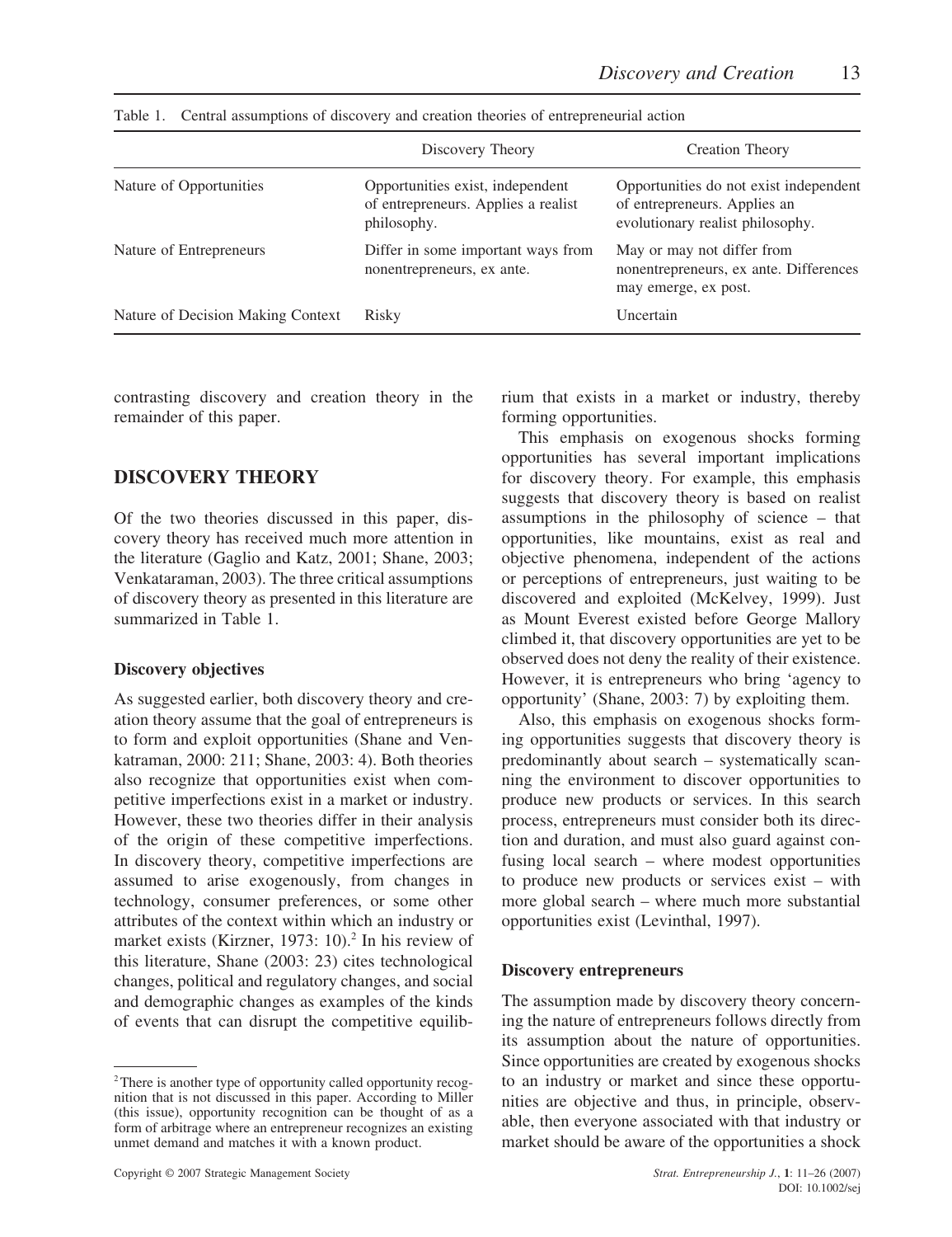Table 1. Central assumptions of discovery and creation theories of entrepreneurial action

| | Discovery Theory | Creation Theory |
|---|---|---|
| Nature of Opportunities | Opportunities exist, independent of entrepreneurs. Applies a realist philosophy. | Opportunities do not exist independent of entrepreneurs. Applies an evolutionary realist philosophy. |
| Nature of Entrepreneurs | Differ in some important ways from nonentrepreneurs, ex ante. | May or may not differ from nonentrepreneurs, ex ante. Differences may emerge, ex post. |
| Nature of Decision Making Context | Risky | Uncertain |

contrasting discovery and creation theory in the remainder of this paper.

## DISCOVERY THEORY

Of the two theories discussed in this paper, discovery theory has received much more attention in the literature (Gaglio and Katz, 2001; Shane, 2003; Venkataraman, 2003). The three critical assumptions of discovery theory as presented in this literature are summarized in Table 1.

### Discovery objectives

As suggested earlier, both discovery theory and creation theory assume that the goal of entrepreneurs is to form and exploit opportunities (Shane and Venkatraman, 2000: 211; Shane, 2003: 4). Both theories also recognize that opportunities exist when competitive imperfections exist in a market or industry. However, these two theories differ in their analysis of the origin of these competitive imperfections. In discovery theory, competitive imperfections are assumed to arise exogenously, from changes in technology, consumer preferences, or some other attributes of the context within which an industry or market exists (Kirzner, 1973: 10).[2] In his review of this literature, Shane (2003: 23) cites technological changes, political and regulatory changes, and social and demographic changes as examples of the kinds of events that can disrupt the competitive equilibrium that exists in a market or industry, thereby forming opportunities.

This emphasis on exogenous shocks forming opportunities has several important implications for discovery theory. For example, this emphasis suggests that discovery theory is based on realist assumptions in the philosophy of science – that opportunities, like mountains, exist as real and objective phenomena, independent of the actions or perceptions of entrepreneurs, just waiting to be discovered and exploited (McKelvey, 1999). Just as Mount Everest existed before George Mallory climbed it, that discovery opportunities are yet to be observed does not deny the reality of their existence. However, it is entrepreneurs who bring 'agency to opportunity' (Shane, 2003: 7) by exploiting them.

Also, this emphasis on exogenous shocks forming opportunities suggests that discovery theory is predominantly about search – systematically scanning the environment to discover opportunities to produce new products or services. In this search process, entrepreneurs must consider both its direction and duration, and must also guard against confusing local search – where modest opportunities to produce new products or services exist – with more global search – where much more substantial opportunities exist (Levinthal, 1997).

### Discovery entrepreneurs

The assumption made by discovery theory concerning the nature of entrepreneurs follows directly from its assumption about the nature of opportunities. Since opportunities are created by exogenous shocks to an industry or market and since these opportunities are objective and thus, in principle, observable, then everyone associated with that industry or market should be aware of the opportunities a shock

[2] There is another type of opportunity called opportunity recognition that is not discussed in this paper. According to Miller (this issue), opportunity recognition can be thought of as a form of arbitrage where an entrepreneur recognizes an existing unmet demand and matches it with a known product.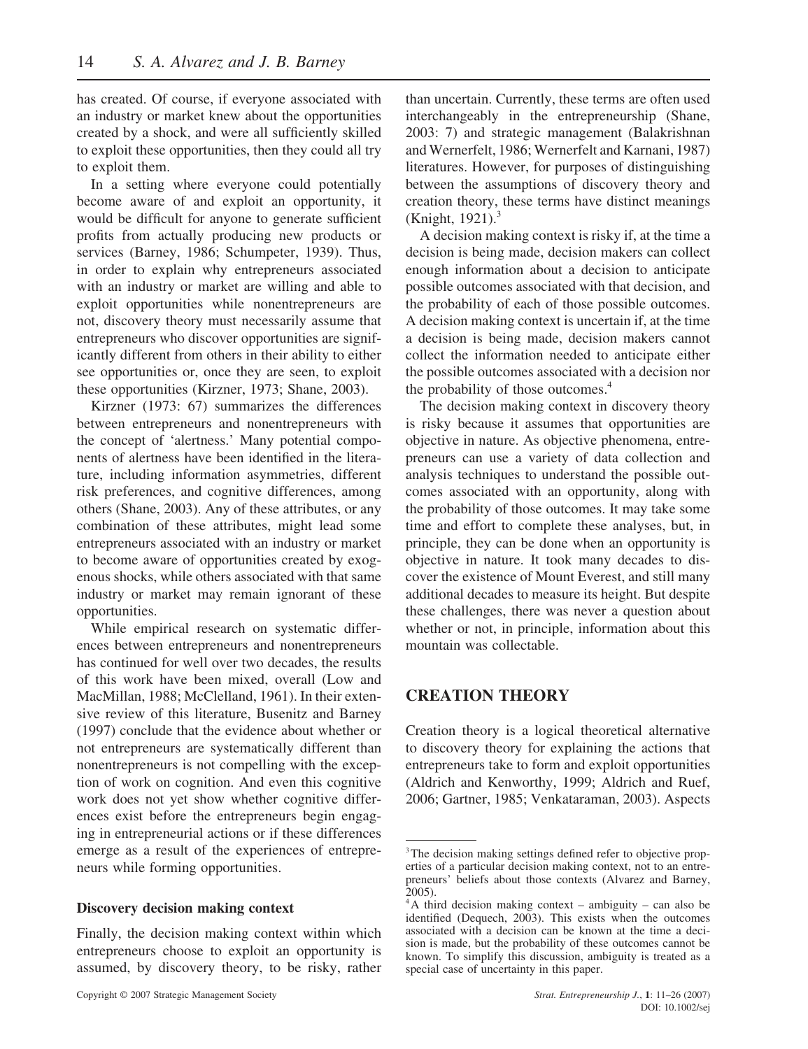has created. Of course, if everyone associated with an industry or market knew about the opportunities created by a shock, and were all sufficiently skilled to exploit these opportunities, then they could all try to exploit them.

In a setting where everyone could potentially become aware of and exploit an opportunity, it would be difficult for anyone to generate sufficient profits from actually producing new products or services (Barney, 1986; Schumpeter, 1939). Thus, in order to explain why entrepreneurs associated with an industry or market are willing and able to exploit opportunities while nonentrepreneurs are not, discovery theory must necessarily assume that entrepreneurs who discover opportunities are significantly different from others in their ability to either see opportunities or, once they are seen, to exploit these opportunities (Kirzner, 1973; Shane, 2003).

Kirzner (1973: 67) summarizes the differences between entrepreneurs and nonentrepreneurs with the concept of 'alertness.' Many potential components of alertness have been identified in the literature, including information asymmetries, different risk preferences, and cognitive differences, among others (Shane, 2003). Any of these attributes, or any combination of these attributes, might lead some entrepreneurs associated with an industry or market to become aware of opportunities created by exogenous shocks, while others associated with that same industry or market may remain ignorant of these opportunities.

While empirical research on systematic differences between entrepreneurs and nonentrepreneurs has continued for well over two decades, the results of this work have been mixed, overall (Low and MacMillan, 1988; McClelland, 1961). In their extensive review of this literature, Busenitz and Barney (1997) conclude that the evidence about whether or not entrepreneurs are systematically different than nonentrepreneurs is not compelling with the exception of work on cognition. And even this cognitive work does not yet show whether cognitive differences exist before the entrepreneurs begin engaging in entrepreneurial actions or if these differences emerge as a result of the experiences of entrepreneurs while forming opportunities.

### Discovery decision making context

Finally, the decision making context within which entrepreneurs choose to exploit an opportunity is assumed, by discovery theory, to be risky, rather than uncertain. Currently, these terms are often used interchangeably in the entrepreneurship (Shane, 2003: 7) and strategic management (Balakrishnan and Wernerfelt, 1986; Wernerfelt and Karnani, 1987) literatures. However, for purposes of distinguishing between the assumptions of discovery theory and creation theory, these terms have distinct meanings (Knight, 1921).[3]

A decision making context is risky if, at the time a decision is being made, decision makers can collect enough information about a decision to anticipate possible outcomes associated with that decision, and the probability of each of those possible outcomes. A decision making context is uncertain if, at the time a decision is being made, decision makers cannot collect the information needed to anticipate either the possible outcomes associated with a decision nor the probability of those outcomes.[4]

The decision making context in discovery theory is risky because it assumes that opportunities are objective in nature. As objective phenomena, entrepreneurs can use a variety of data collection and analysis techniques to understand the possible outcomes associated with an opportunity, along with the probability of those outcomes. It may take some time and effort to complete these analyses, but, in principle, they can be done when an opportunity is objective in nature. It took many decades to discover the existence of Mount Everest, and still many additional decades to measure its height. But despite these challenges, there was never a question about whether or not, in principle, information about this mountain was collectable.

## CREATION THEORY

Creation theory is a logical theoretical alternative to discovery theory for explaining the actions that entrepreneurs take to form and exploit opportunities (Aldrich and Kenworthy, 1999; Aldrich and Ruef, 2006; Gartner, 1985; Venkataraman, 2003). Aspects

---

[3] The decision making settings defined refer to objective properties of a particular decision making context, not to an entrepreneurs' beliefs about those contexts (Alvarez and Barney, 2005).

[4] A third decision making context – ambiguity – can also be identified (Dequech, 2003). This exists when the outcomes associated with a decision can be known at the time a decision is made, but the probability of these outcomes cannot be known. To simplify this discussion, ambiguity is treated as a special case of uncertainty in this paper.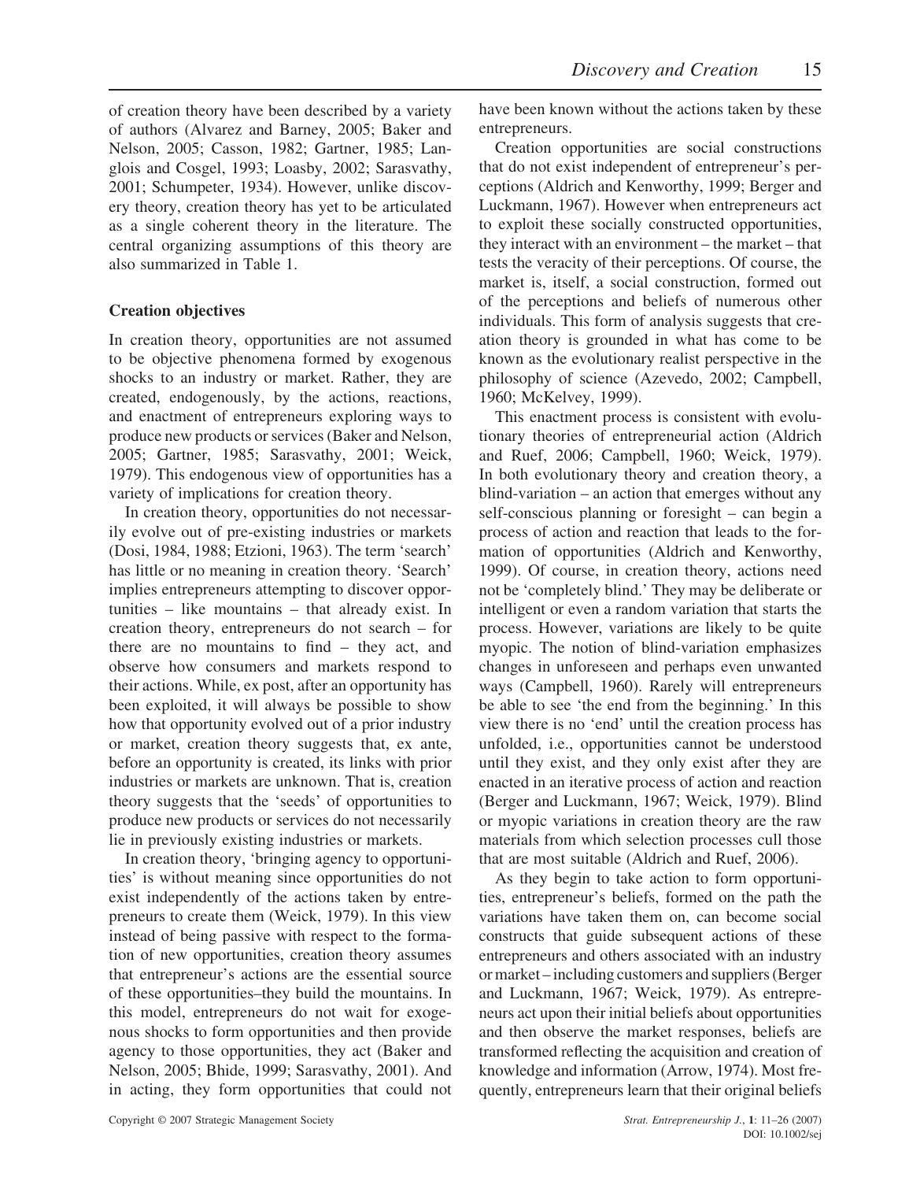of creation theory have been described by a variety of authors (Alvarez and Barney, 2005; Baker and Nelson, 2005; Casson, 1982; Gartner, 1985; Langlois and Cosgel, 1993; Loasby, 2002; Sarasvathy, 2001; Schumpeter, 1934). However, unlike discovery theory, creation theory has yet to be articulated as a single coherent theory in the literature. The central organizing assumptions of this theory are also summarized in Table 1.

### Creation objectives

In creation theory, opportunities are not assumed to be objective phenomena formed by exogenous shocks to an industry or market. Rather, they are created, endogenously, by the actions, reactions, and enactment of entrepreneurs exploring ways to produce new products or services (Baker and Nelson, 2005; Gartner, 1985; Sarasvathy, 2001; Weick, 1979). This endogenous view of opportunities has a variety of implications for creation theory.

In creation theory, opportunities do not necessarily evolve out of pre-existing industries or markets (Dosi, 1984, 1988; Etzioni, 1963). The term 'search' has little or no meaning in creation theory. 'Search' implies entrepreneurs attempting to discover opportunities – like mountains – that already exist. In creation theory, entrepreneurs do not search – for there are no mountains to find – they act, and observe how consumers and markets respond to their actions. While, ex post, after an opportunity has been exploited, it will always be possible to show how that opportunity evolved out of a prior industry or market, creation theory suggests that, ex ante, before an opportunity is created, its links with prior industries or markets are unknown. That is, creation theory suggests that the 'seeds' of opportunities to produce new products or services do not necessarily lie in previously existing industries or markets.

In creation theory, 'bringing agency to opportunities' is without meaning since opportunities do not exist independently of the actions taken by entrepreneurs to create them (Weick, 1979). In this view instead of being passive with respect to the formation of new opportunities, creation theory assumes that entrepreneur's actions are the essential source of these opportunities–they build the mountains. In this model, entrepreneurs do not wait for exogenous shocks to form opportunities and then provide agency to those opportunities, they act (Baker and Nelson, 2005; Bhide, 1999; Sarasvathy, 2001). And in acting, they form opportunities that could not have been known without the actions taken by these entrepreneurs.

Creation opportunities are social constructions that do not exist independent of entrepreneur's perceptions (Aldrich and Kenworthy, 1999; Berger and Luckmann, 1967). However when entrepreneurs act to exploit these socially constructed opportunities, they interact with an environment – the market – that tests the veracity of their perceptions. Of course, the market is, itself, a social construction, formed out of the perceptions and beliefs of numerous other individuals. This form of analysis suggests that creation theory is grounded in what has come to be known as the evolutionary realist perspective in the philosophy of science (Azevedo, 2002; Campbell, 1960; McKelvey, 1999).

This enactment process is consistent with evolutionary theories of entrepreneurial action (Aldrich and Ruef, 2006; Campbell, 1960; Weick, 1979). In both evolutionary theory and creation theory, a blind-variation – an action that emerges without any self-conscious planning or foresight – can begin a process of action and reaction that leads to the formation of opportunities (Aldrich and Kenworthy, 1999). Of course, in creation theory, actions need not be 'completely blind.' They may be deliberate or intelligent or even a random variation that starts the process. However, variations are likely to be quite myopic. The notion of blind-variation emphasizes changes in unforeseen and perhaps even unwanted ways (Campbell, 1960). Rarely will entrepreneurs be able to see 'the end from the beginning.' In this view there is no 'end' until the creation process has unfolded, i.e., opportunities cannot be understood until they exist, and they only exist after they are enacted in an iterative process of action and reaction (Berger and Luckmann, 1967; Weick, 1979). Blind or myopic variations in creation theory are the raw materials from which selection processes cull those that are most suitable (Aldrich and Ruef, 2006).

As they begin to take action to form opportunities, entrepreneur's beliefs, formed on the path the variations have taken them on, can become social constructs that guide subsequent actions of these entrepreneurs and others associated with an industry or market – including customers and suppliers (Berger and Luckmann, 1967; Weick, 1979). As entrepreneurs act upon their initial beliefs about opportunities and then observe the market responses, beliefs are transformed reflecting the acquisition and creation of knowledge and information (Arrow, 1974). Most frequently, entrepreneurs learn that their original beliefs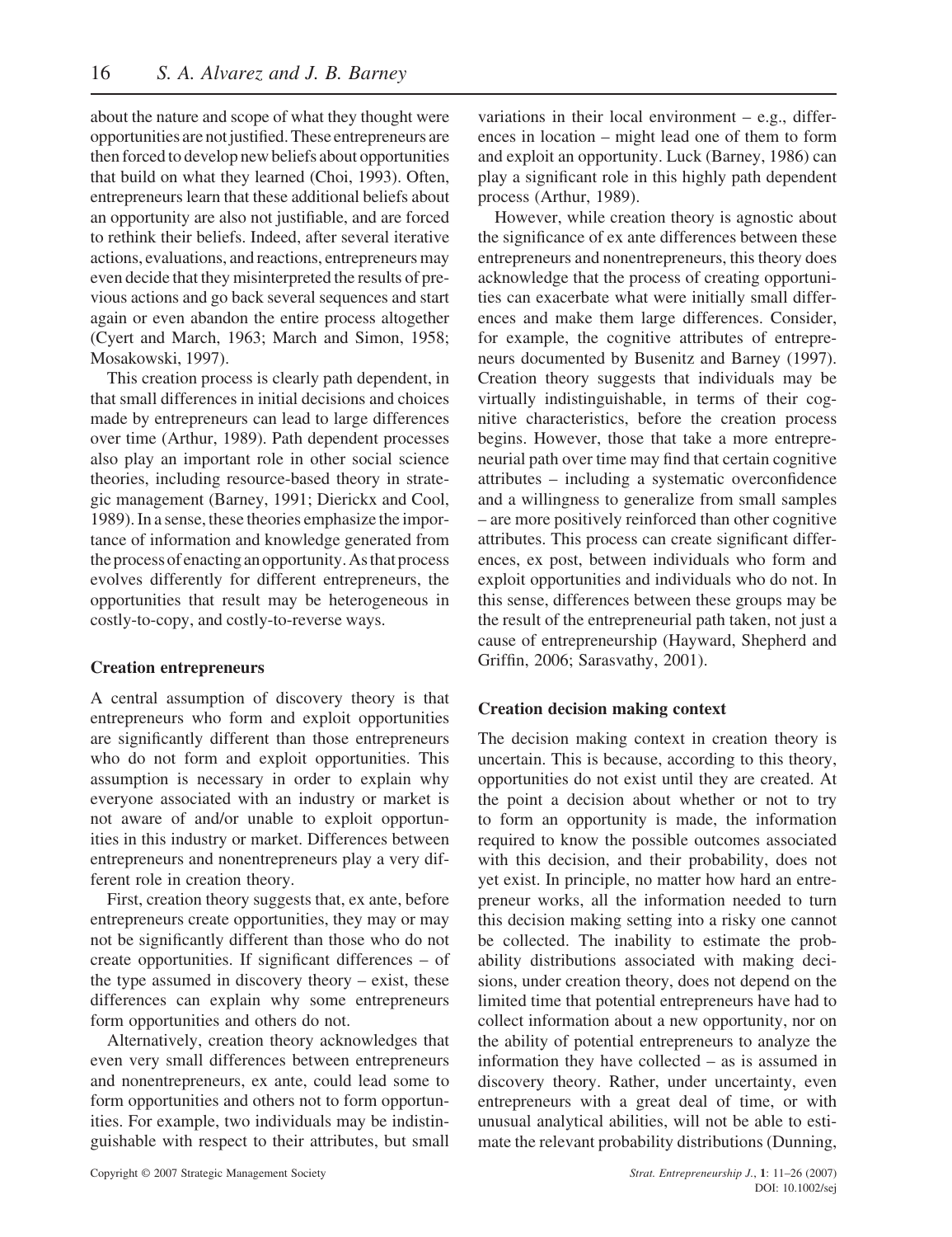about the nature and scope of what they thought were opportunities are not justified. These entrepreneurs are then forced to develop new beliefs about opportunities that build on what they learned (Choi, 1993). Often, entrepreneurs learn that these additional beliefs about an opportunity are also not justifiable, and are forced to rethink their beliefs. Indeed, after several iterative actions, evaluations, and reactions, entrepreneurs may even decide that they misinterpreted the results of previous actions and go back several sequences and start again or even abandon the entire process altogether (Cyert and March, 1963; March and Simon, 1958; Mosakowski, 1997).

This creation process is clearly path dependent, in that small differences in initial decisions and choices made by entrepreneurs can lead to large differences over time (Arthur, 1989). Path dependent processes also play an important role in other social science theories, including resource-based theory in strategic management (Barney, 1991; Dierickx and Cool, 1989). In a sense, these theories emphasize the importance of information and knowledge generated from the process of enacting an opportunity. As that process evolves differently for different entrepreneurs, the opportunities that result may be heterogeneous in costly-to-copy, and costly-to-reverse ways.

### Creation entrepreneurs

A central assumption of discovery theory is that entrepreneurs who form and exploit opportunities are significantly different than those entrepreneurs who do not form and exploit opportunities. This assumption is necessary in order to explain why everyone associated with an industry or market is not aware of and/or unable to exploit opportunities in this industry or market. Differences between entrepreneurs and nonentrepreneurs play a very different role in creation theory.

First, creation theory suggests that, ex ante, before entrepreneurs create opportunities, they may or may not be significantly different than those who do not create opportunities. If significant differences – of the type assumed in discovery theory – exist, these differences can explain why some entrepreneurs form opportunities and others do not.

Alternatively, creation theory acknowledges that even very small differences between entrepreneurs and nonentrepreneurs, ex ante, could lead some to form opportunities and others not to form opportunities. For example, two individuals may be indistinguishable with respect to their attributes, but small variations in their local environment – e.g., differences in location – might lead one of them to form and exploit an opportunity. Luck (Barney, 1986) can play a significant role in this highly path dependent process (Arthur, 1989).

However, while creation theory is agnostic about the significance of ex ante differences between these entrepreneurs and nonentrepreneurs, this theory does acknowledge that the process of creating opportunities can exacerbate what were initially small differences and make them large differences. Consider, for example, the cognitive attributes of entrepreneurs documented by Busenitz and Barney (1997). Creation theory suggests that individuals may be virtually indistinguishable, in terms of their cognitive characteristics, before the creation process begins. However, those that take a more entrepreneurial path over time may find that certain cognitive attributes – including a systematic overconfidence and a willingness to generalize from small samples – are more positively reinforced than other cognitive attributes. This process can create significant differences, ex post, between individuals who form and exploit opportunities and individuals who do not. In this sense, differences between these groups may be the result of the entrepreneurial path taken, not just a cause of entrepreneurship (Hayward, Shepherd and Griffin, 2006; Sarasvathy, 2001).

### Creation decision making context

The decision making context in creation theory is uncertain. This is because, according to this theory, opportunities do not exist until they are created. At the point a decision about whether or not to try to form an opportunity is made, the information required to know the possible outcomes associated with this decision, and their probability, does not yet exist. In principle, no matter how hard an entrepreneur works, all the information needed to turn this decision making setting into a risky one cannot be collected. The inability to estimate the probability distributions associated with making decisions, under creation theory, does not depend on the limited time that potential entrepreneurs have had to collect information about a new opportunity, nor on the ability of potential entrepreneurs to analyze the information they have collected – as is assumed in discovery theory. Rather, under uncertainty, even entrepreneurs with a great deal of time, or with unusual analytical abilities, will not be able to estimate the relevant probability distributions (Dunning,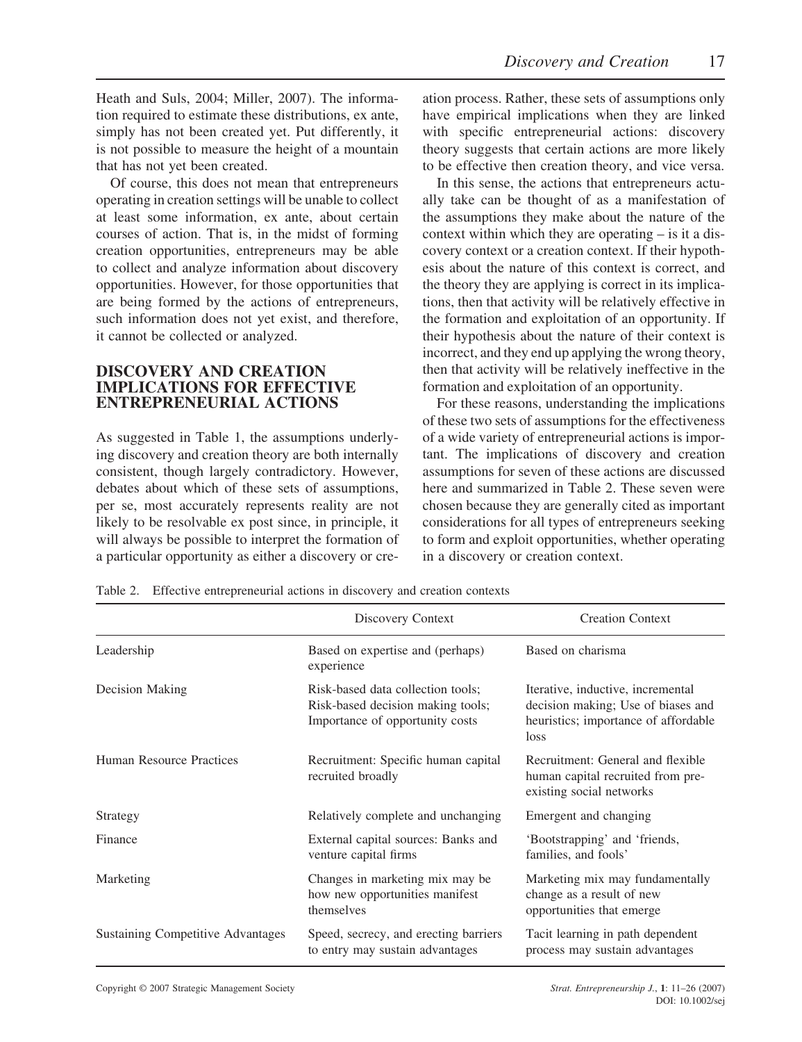Heath and Suls, 2004; Miller, 2007). The information required to estimate these distributions, ex ante, simply has not been created yet. Put differently, it is not possible to measure the height of a mountain that has not yet been created.

Of course, this does not mean that entrepreneurs operating in creation settings will be unable to collect at least some information, ex ante, about certain courses of action. That is, in the midst of forming creation opportunities, entrepreneurs may be able to collect and analyze information about discovery opportunities. However, for those opportunities that are being formed by the actions of entrepreneurs, such information does not yet exist, and therefore, it cannot be collected or analyzed.

## DISCOVERY AND CREATION IMPLICATIONS FOR EFFECTIVE ENTREPRENEURIAL ACTIONS

As suggested in Table 1, the assumptions underlying discovery and creation theory are both internally consistent, though largely contradictory. However, debates about which of these sets of assumptions, per se, most accurately represents reality are not likely to be resolvable ex post since, in principle, it will always be possible to interpret the formation of a particular opportunity as either a discovery or creation process. Rather, these sets of assumptions only have empirical implications when they are linked with specific entrepreneurial actions: discovery theory suggests that certain actions are more likely to be effective then creation theory, and vice versa.

In this sense, the actions that entrepreneurs actually take can be thought of as a manifestation of the assumptions they make about the nature of the context within which they are operating – is it a discovery context or a creation context. If their hypothesis about the nature of this context is correct, and the theory they are applying is correct in its implications, then that activity will be relatively effective in the formation and exploitation of an opportunity. If their hypothesis about the nature of their context is incorrect, and they end up applying the wrong theory, then that activity will be relatively ineffective in the formation and exploitation of an opportunity.

For these reasons, understanding the implications of these two sets of assumptions for the effectiveness of a wide variety of entrepreneurial actions is important. The implications of discovery and creation assumptions for seven of these actions are discussed here and summarized in Table 2. These seven were chosen because they are generally cited as important considerations for all types of entrepreneurs seeking to form and exploit opportunities, whether operating in a discovery or creation context.

Table 2. Effective entrepreneurial actions in discovery and creation contexts

| | Discovery Context | Creation Context |
|---|---|---|
| Leadership | Based on expertise and (perhaps) experience | Based on charisma |
| Decision Making | Risk-based data collection tools; Risk-based decision making tools; Importance of opportunity costs | Iterative, inductive, incremental decision making; Use of biases and heuristics; importance of affordable loss |
| Human Resource Practices | Recruitment: Specific human capital recruited broadly | Recruitment: General and flexible human capital recruited from pre-existing social networks |
| Strategy | Relatively complete and unchanging | Emergent and changing |
| Finance | External capital sources: Banks and venture capital firms | 'Bootstrapping' and 'friends, families, and fools' |
| Marketing | Changes in marketing mix may be how new opportunities manifest themselves | Marketing mix may fundamentally change as a result of new opportunities that emerge |
| Sustaining Competitive Advantages | Speed, secrecy, and erecting barriers to entry may sustain advantages | Tacit learning in path dependent process may sustain advantages |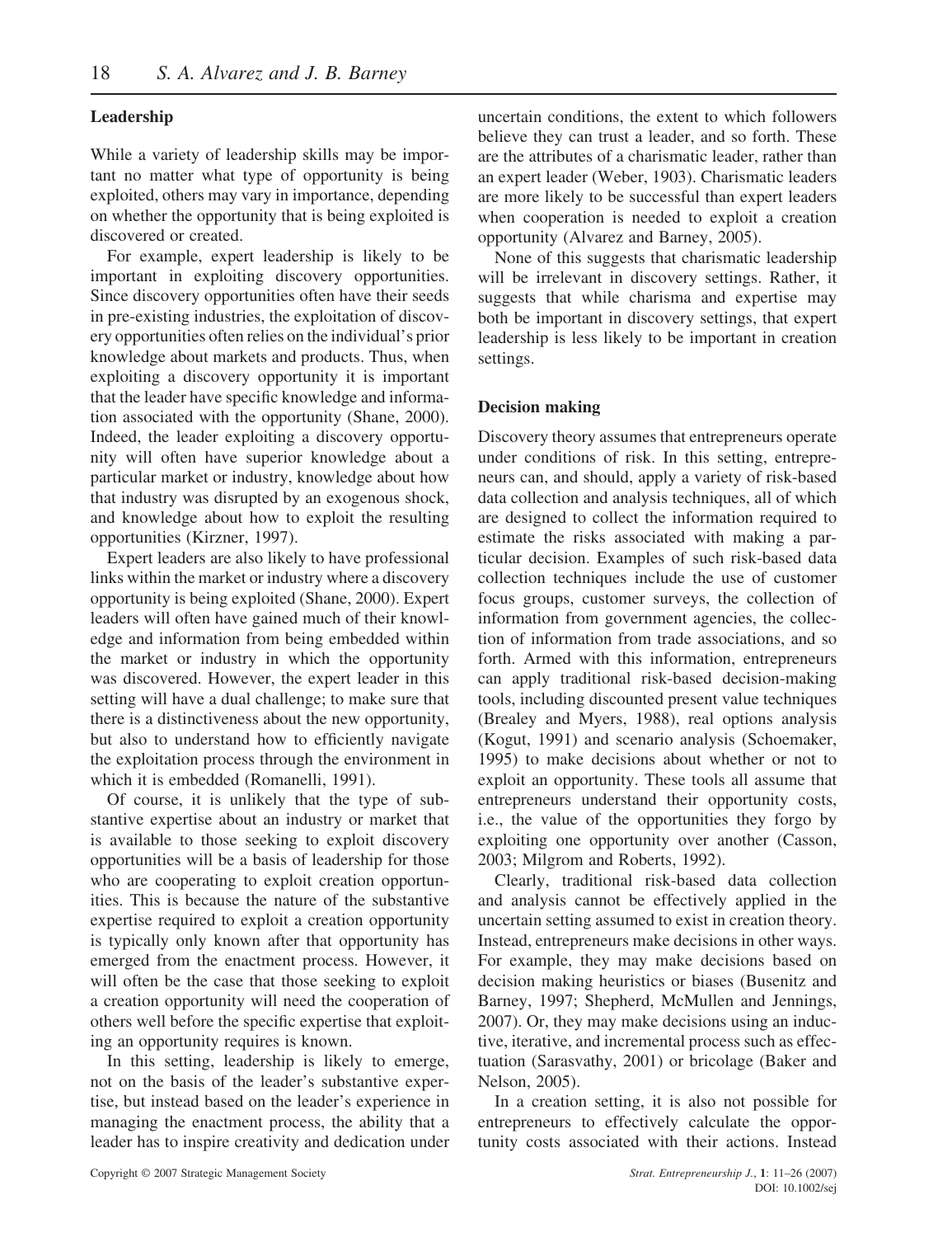## Leadership

While a variety of leadership skills may be important no matter what type of opportunity is being exploited, others may vary in importance, depending on whether the opportunity that is being exploited is discovered or created.

For example, expert leadership is likely to be important in exploiting discovery opportunities. Since discovery opportunities often have their seeds in pre-existing industries, the exploitation of discovery opportunities often relies on the individual's prior knowledge about markets and products. Thus, when exploiting a discovery opportunity it is important that the leader have specific knowledge and information associated with the opportunity (Shane, 2000). Indeed, the leader exploiting a discovery opportunity will often have superior knowledge about a particular market or industry, knowledge about how that industry was disrupted by an exogenous shock, and knowledge about how to exploit the resulting opportunities (Kirzner, 1997).

Expert leaders are also likely to have professional links within the market or industry where a discovery opportunity is being exploited (Shane, 2000). Expert leaders will often have gained much of their knowledge and information from being embedded within the market or industry in which the opportunity was discovered. However, the expert leader in this setting will have a dual challenge; to make sure that there is a distinctiveness about the new opportunity, but also to understand how to efficiently navigate the exploitation process through the environment in which it is embedded (Romanelli, 1991).

Of course, it is unlikely that the type of substantive expertise about an industry or market that is available to those seeking to exploit discovery opportunities will be a basis of leadership for those who are cooperating to exploit creation opportunities. This is because the nature of the substantive expertise required to exploit a creation opportunity is typically only known after that opportunity has emerged from the enactment process. However, it will often be the case that those seeking to exploit a creation opportunity will need the cooperation of others well before the specific expertise that exploiting an opportunity requires is known.

In this setting, leadership is likely to emerge, not on the basis of the leader's substantive expertise, but instead based on the leader's experience in managing the enactment process, the ability that a leader has to inspire creativity and dedication under uncertain conditions, the extent to which followers believe they can trust a leader, and so forth. These are the attributes of a charismatic leader, rather than an expert leader (Weber, 1903). Charismatic leaders are more likely to be successful than expert leaders when cooperation is needed to exploit a creation opportunity (Alvarez and Barney, 2005).

None of this suggests that charismatic leadership will be irrelevant in discovery settings. Rather, it suggests that while charisma and expertise may both be important in discovery settings, that expert leadership is less likely to be important in creation settings.

## Decision making

Discovery theory assumes that entrepreneurs operate under conditions of risk. In this setting, entrepreneurs can, and should, apply a variety of risk-based data collection and analysis techniques, all of which are designed to collect the information required to estimate the risks associated with making a particular decision. Examples of such risk-based data collection techniques include the use of customer focus groups, customer surveys, the collection of information from government agencies, the collection of information from trade associations, and so forth. Armed with this information, entrepreneurs can apply traditional risk-based decision-making tools, including discounted present value techniques (Brealey and Myers, 1988), real options analysis (Kogut, 1991) and scenario analysis (Schoemaker, 1995) to make decisions about whether or not to exploit an opportunity. These tools all assume that entrepreneurs understand their opportunity costs, i.e., the value of the opportunities they forgo by exploiting one opportunity over another (Casson, 2003; Milgrom and Roberts, 1992).

Clearly, traditional risk-based data collection and analysis cannot be effectively applied in the uncertain setting assumed to exist in creation theory. Instead, entrepreneurs make decisions in other ways. For example, they may make decisions based on decision making heuristics or biases (Busenitz and Barney, 1997; Shepherd, McMullen and Jennings, 2007). Or, they may make decisions using an inductive, iterative, and incremental process such as effectuation (Sarasvathy, 2001) or bricolage (Baker and Nelson, 2005).

In a creation setting, it is also not possible for entrepreneurs to effectively calculate the opportunity costs associated with their actions. Instead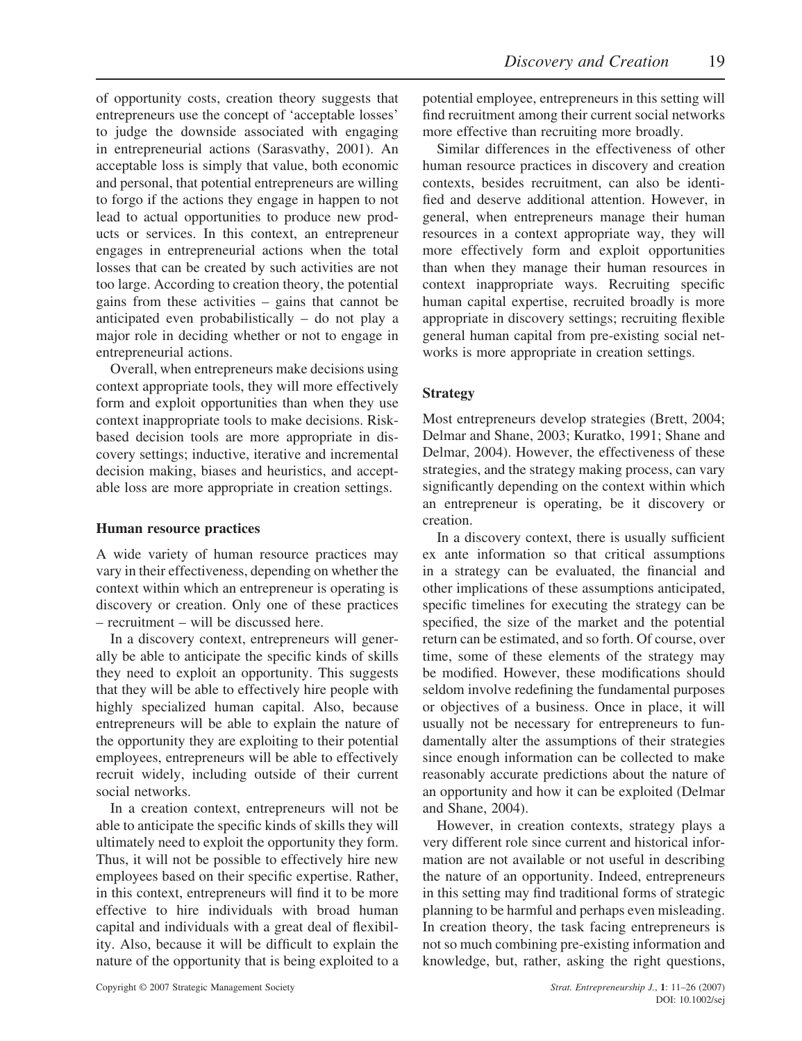of opportunity costs, creation theory suggests that entrepreneurs use the concept of 'acceptable losses' to judge the downside associated with engaging in entrepreneurial actions (Sarasvathy, 2001). An acceptable loss is simply that value, both economic and personal, that potential entrepreneurs are willing to forgo if the actions they engage in happen to not lead to actual opportunities to produce new products or services. In this context, an entrepreneur engages in entrepreneurial actions when the total losses that can be created by such activities are not too large. According to creation theory, the potential gains from these activities – gains that cannot be anticipated even probabilistically – do not play a major role in deciding whether or not to engage in entrepreneurial actions.

Overall, when entrepreneurs make decisions using context appropriate tools, they will more effectively form and exploit opportunities than when they use context inappropriate tools to make decisions. Risk-based decision tools are more appropriate in discovery settings; inductive, iterative and incremental decision making, biases and heuristics, and acceptable loss are more appropriate in creation settings.

### Human resource practices

A wide variety of human resource practices may vary in their effectiveness, depending on whether the context within which an entrepreneur is operating is discovery or creation. Only one of these practices – recruitment – will be discussed here.

In a discovery context, entrepreneurs will generally be able to anticipate the specific kinds of skills they need to exploit an opportunity. This suggests that they will be able to effectively hire people with highly specialized human capital. Also, because entrepreneurs will be able to explain the nature of the opportunity they are exploiting to their potential employees, entrepreneurs will be able to effectively recruit widely, including outside of their current social networks.

In a creation context, entrepreneurs will not be able to anticipate the specific kinds of skills they will ultimately need to exploit the opportunity they form. Thus, it will not be possible to effectively hire new employees based on their specific expertise. Rather, in this context, entrepreneurs will find it to be more effective to hire individuals with broad human capital and individuals with a great deal of flexibility. Also, because it will be difficult to explain the nature of the opportunity that is being exploited to a potential employee, entrepreneurs in this setting will find recruitment among their current social networks more effective than recruiting more broadly.

Similar differences in the effectiveness of other human resource practices in discovery and creation contexts, besides recruitment, can also be identified and deserve additional attention. However, in general, when entrepreneurs manage their human resources in a context appropriate way, they will more effectively form and exploit opportunities than when they manage their human resources in context inappropriate ways. Recruiting specific human capital expertise, recruited broadly is more appropriate in discovery settings; recruiting flexible general human capital from pre-existing social networks is more appropriate in creation settings.

### Strategy

Most entrepreneurs develop strategies (Brett, 2004; Delmar and Shane, 2003; Kuratko, 1991; Shane and Delmar, 2004). However, the effectiveness of these strategies, and the strategy making process, can vary significantly depending on the context within which an entrepreneur is operating, be it discovery or creation.

In a discovery context, there is usually sufficient ex ante information so that critical assumptions in a strategy can be evaluated, the financial and other implications of these assumptions anticipated, specific timelines for executing the strategy can be specified, the size of the market and the potential return can be estimated, and so forth. Of course, over time, some of these elements of the strategy may be modified. However, these modifications should seldom involve redefining the fundamental purposes or objectives of a business. Once in place, it will usually not be necessary for entrepreneurs to fundamentally alter the assumptions of their strategies since enough information can be collected to make reasonably accurate predictions about the nature of an opportunity and how it can be exploited (Delmar and Shane, 2004).

However, in creation contexts, strategy plays a very different role since current and historical information are not available or not useful in describing the nature of an opportunity. Indeed, entrepreneurs in this setting may find traditional forms of strategic planning to be harmful and perhaps even misleading. In creation theory, the task facing entrepreneurs is not so much combining pre-existing information and knowledge, but, rather, asking the right questions,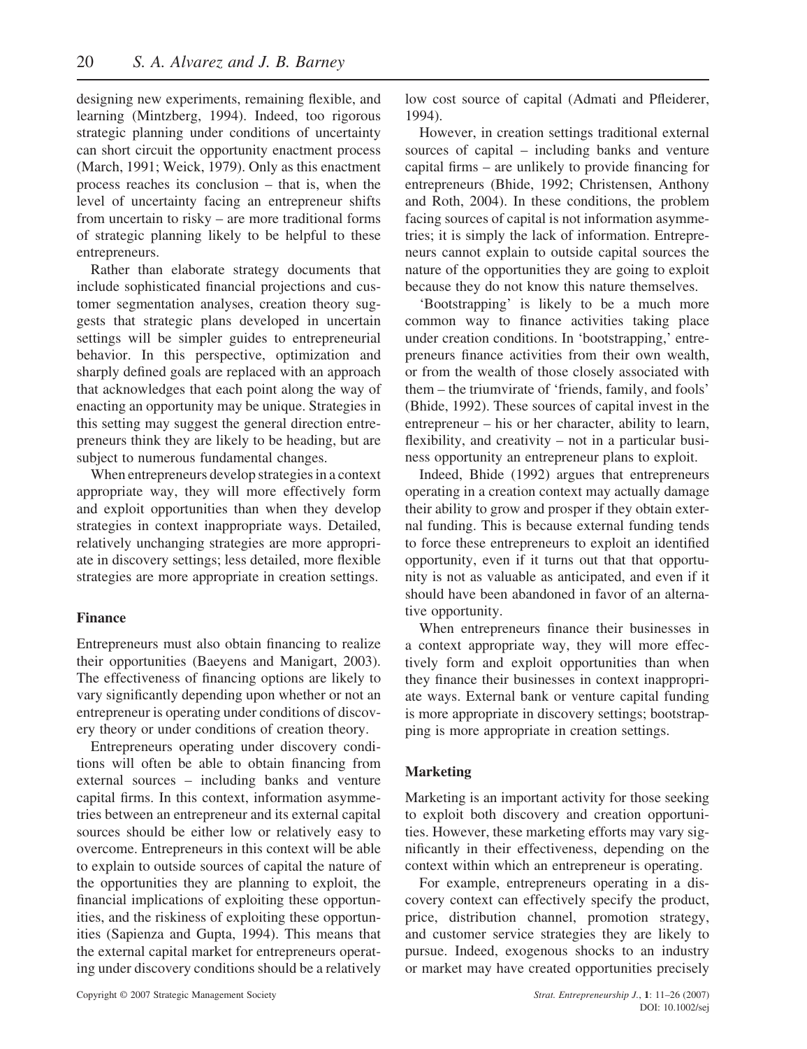designing new experiments, remaining flexible, and learning (Mintzberg, 1994). Indeed, too rigorous strategic planning under conditions of uncertainty can short circuit the opportunity enactment process (March, 1991; Weick, 1979). Only as this enactment process reaches its conclusion – that is, when the level of uncertainty facing an entrepreneur shifts from uncertain to risky – are more traditional forms of strategic planning likely to be helpful to these entrepreneurs.

Rather than elaborate strategy documents that include sophisticated financial projections and customer segmentation analyses, creation theory suggests that strategic plans developed in uncertain settings will be simpler guides to entrepreneurial behavior. In this perspective, optimization and sharply defined goals are replaced with an approach that acknowledges that each point along the way of enacting an opportunity may be unique. Strategies in this setting may suggest the general direction entrepreneurs think they are likely to be heading, but are subject to numerous fundamental changes.

When entrepreneurs develop strategies in a context appropriate way, they will more effectively form and exploit opportunities than when they develop strategies in context inappropriate ways. Detailed, relatively unchanging strategies are more appropriate in discovery settings; less detailed, more flexible strategies are more appropriate in creation settings.

### Finance

Entrepreneurs must also obtain financing to realize their opportunities (Baeyens and Manigart, 2003). The effectiveness of financing options are likely to vary significantly depending upon whether or not an entrepreneur is operating under conditions of discovery theory or under conditions of creation theory.

Entrepreneurs operating under discovery conditions will often be able to obtain financing from external sources – including banks and venture capital firms. In this context, information asymmetries between an entrepreneur and its external capital sources should be either low or relatively easy to overcome. Entrepreneurs in this context will be able to explain to outside sources of capital the nature of the opportunities they are planning to exploit, the financial implications of exploiting these opportunities, and the riskiness of exploiting these opportunities (Sapienza and Gupta, 1994). This means that the external capital market for entrepreneurs operating under discovery conditions should be a relatively low cost source of capital (Admati and Pfleiderer, 1994).

However, in creation settings traditional external sources of capital – including banks and venture capital firms – are unlikely to provide financing for entrepreneurs (Bhide, 1992; Christensen, Anthony and Roth, 2004). In these conditions, the problem facing sources of capital is not information asymmetries; it is simply the lack of information. Entrepreneurs cannot explain to outside capital sources the nature of the opportunities they are going to exploit because they do not know this nature themselves.

'Bootstrapping' is likely to be a much more common way to finance activities taking place under creation conditions. In 'bootstrapping,' entrepreneurs finance activities from their own wealth, or from the wealth of those closely associated with them – the triumvirate of 'friends, family, and fools' (Bhide, 1992). These sources of capital invest in the entrepreneur – his or her character, ability to learn, flexibility, and creativity – not in a particular business opportunity an entrepreneur plans to exploit.

Indeed, Bhide (1992) argues that entrepreneurs operating in a creation context may actually damage their ability to grow and prosper if they obtain external funding. This is because external funding tends to force these entrepreneurs to exploit an identified opportunity, even if it turns out that that opportunity is not as valuable as anticipated, and even if it should have been abandoned in favor of an alternative opportunity.

When entrepreneurs finance their businesses in a context appropriate way, they will more effectively form and exploit opportunities than when they finance their businesses in context inappropriate ways. External bank or venture capital funding is more appropriate in discovery settings; bootstrapping is more appropriate in creation settings.

### Marketing

Marketing is an important activity for those seeking to exploit both discovery and creation opportunities. However, these marketing efforts may vary significantly in their effectiveness, depending on the context within which an entrepreneur is operating.

For example, entrepreneurs operating in a discovery context can effectively specify the product, price, distribution channel, promotion strategy, and customer service strategies they are likely to pursue. Indeed, exogenous shocks to an industry or market may have created opportunities precisely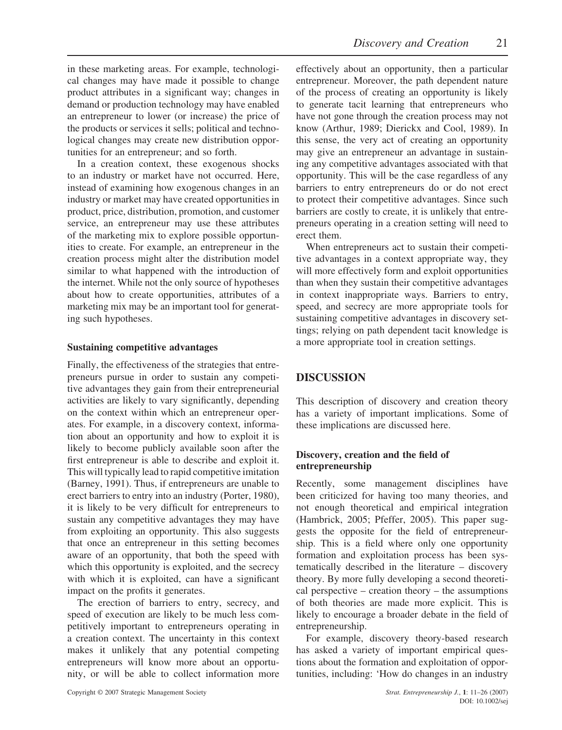in these marketing areas. For example, technological changes may have made it possible to change product attributes in a significant way; changes in demand or production technology may have enabled an entrepreneur to lower (or increase) the price of the products or services it sells; political and technological changes may create new distribution opportunities for an entrepreneur; and so forth.

In a creation context, these exogenous shocks to an industry or market have not occurred. Here, instead of examining how exogenous changes in an industry or market may have created opportunities in product, price, distribution, promotion, and customer service, an entrepreneur may use these attributes of the marketing mix to explore possible opportunities to create. For example, an entrepreneur in the creation process might alter the distribution model similar to what happened with the introduction of the internet. While not the only source of hypotheses about how to create opportunities, attributes of a marketing mix may be an important tool for generating such hypotheses.

### Sustaining competitive advantages

Finally, the effectiveness of the strategies that entrepreneurs pursue in order to sustain any competitive advantages they gain from their entrepreneurial activities are likely to vary significantly, depending on the context within which an entrepreneur operates. For example, in a discovery context, information about an opportunity and how to exploit it is likely to become publicly available soon after the first entrepreneur is able to describe and exploit it. This will typically lead to rapid competitive imitation (Barney, 1991). Thus, if entrepreneurs are unable to erect barriers to entry into an industry (Porter, 1980), it is likely to be very difficult for entrepreneurs to sustain any competitive advantages they may have from exploiting an opportunity. This also suggests that once an entrepreneur in this setting becomes aware of an opportunity, that both the speed with which this opportunity is exploited, and the secrecy with which it is exploited, can have a significant impact on the profits it generates.

The erection of barriers to entry, secrecy, and speed of execution are likely to be much less competitively important to entrepreneurs operating in a creation context. The uncertainty in this context makes it unlikely that any potential competing entrepreneurs will know more about an opportunity, or will be able to collect information more effectively about an opportunity, then a particular entrepreneur. Moreover, the path dependent nature of the process of creating an opportunity is likely to generate tacit learning that entrepreneurs who have not gone through the creation process may not know (Arthur, 1989; Dierickx and Cool, 1989). In this sense, the very act of creating an opportunity may give an entrepreneur an advantage in sustaining any competitive advantages associated with that opportunity. This will be the case regardless of any barriers to entry entrepreneurs do or do not erect to protect their competitive advantages. Since such barriers are costly to create, it is unlikely that entrepreneurs operating in a creation setting will need to erect them.

When entrepreneurs act to sustain their competitive advantages in a context appropriate way, they will more effectively form and exploit opportunities than when they sustain their competitive advantages in context inappropriate ways. Barriers to entry, speed, and secrecy are more appropriate tools for sustaining competitive advantages in discovery settings; relying on path dependent tacit knowledge is a more appropriate tool in creation settings.

## DISCUSSION

This description of discovery and creation theory has a variety of important implications. Some of these implications are discussed here.

### Discovery, creation and the field of entrepreneurship

Recently, some management disciplines have been criticized for having too many theories, and not enough theoretical and empirical integration (Hambrick, 2005; Pfeffer, 2005). This paper suggests the opposite for the field of entrepreneurship. This is a field where only one opportunity formation and exploitation process has been systematically described in the literature – discovery theory. By more fully developing a second theoretical perspective – creation theory – the assumptions of both theories are made more explicit. This is likely to encourage a broader debate in the field of entrepreneurship.

For example, discovery theory-based research has asked a variety of important empirical questions about the formation and exploitation of opportunities, including: 'How do changes in an industry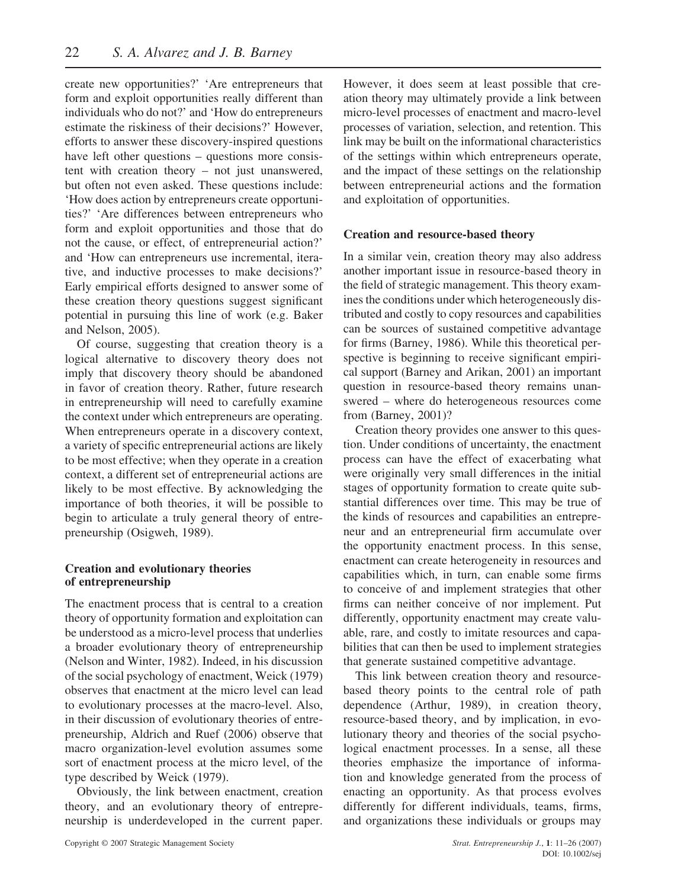create new opportunities?' 'Are entrepreneurs that form and exploit opportunities really different than individuals who do not?' and 'How do entrepreneurs estimate the riskiness of their decisions?' However, efforts to answer these discovery-inspired questions have left other questions – questions more consistent with creation theory – not just unanswered, but often not even asked. These questions include: 'How does action by entrepreneurs create opportunities?' 'Are differences between entrepreneurs who form and exploit opportunities and those that do not the cause, or effect, of entrepreneurial action?' and 'How can entrepreneurs use incremental, iterative, and inductive processes to make decisions?' Early empirical efforts designed to answer some of these creation theory questions suggest significant potential in pursuing this line of work (e.g. Baker and Nelson, 2005).

Of course, suggesting that creation theory is a logical alternative to discovery theory does not imply that discovery theory should be abandoned in favor of creation theory. Rather, future research in entrepreneurship will need to carefully examine the context under which entrepreneurs are operating. When entrepreneurs operate in a discovery context, a variety of specific entrepreneurial actions are likely to be most effective; when they operate in a creation context, a different set of entrepreneurial actions are likely to be most effective. By acknowledging the importance of both theories, it will be possible to begin to articulate a truly general theory of entrepreneurship (Osigweh, 1989).

### Creation and evolutionary theories of entrepreneurship

The enactment process that is central to a creation theory of opportunity formation and exploitation can be understood as a micro-level process that underlies a broader evolutionary theory of entrepreneurship (Nelson and Winter, 1982). Indeed, in his discussion of the social psychology of enactment, Weick (1979) observes that enactment at the micro level can lead to evolutionary processes at the macro-level. Also, in their discussion of evolutionary theories of entrepreneurship, Aldrich and Ruef (2006) observe that macro organization-level evolution assumes some sort of enactment process at the micro level, of the type described by Weick (1979).

Obviously, the link between enactment, creation theory, and an evolutionary theory of entrepreneurship is underdeveloped in the current paper. However, it does seem at least possible that creation theory may ultimately provide a link between micro-level processes of enactment and macro-level processes of variation, selection, and retention. This link may be built on the informational characteristics of the settings within which entrepreneurs operate, and the impact of these settings on the relationship between entrepreneurial actions and the formation and exploitation of opportunities.

### Creation and resource-based theory

In a similar vein, creation theory may also address another important issue in resource-based theory in the field of strategic management. This theory examines the conditions under which heterogeneously distributed and costly to copy resources and capabilities can be sources of sustained competitive advantage for firms (Barney, 1986). While this theoretical perspective is beginning to receive significant empirical support (Barney and Arikan, 2001) an important question in resource-based theory remains unanswered – where do heterogeneous resources come from (Barney, 2001)?

Creation theory provides one answer to this question. Under conditions of uncertainty, the enactment process can have the effect of exacerbating what were originally very small differences in the initial stages of opportunity formation to create quite substantial differences over time. This may be true of the kinds of resources and capabilities an entrepreneur and an entrepreneurial firm accumulate over the opportunity enactment process. In this sense, enactment can create heterogeneity in resources and capabilities which, in turn, can enable some firms to conceive of and implement strategies that other firms can neither conceive of nor implement. Put differently, opportunity enactment may create valuable, rare, and costly to imitate resources and capabilities that can then be used to implement strategies that generate sustained competitive advantage.

This link between creation theory and resource-based theory points to the central role of path dependence (Arthur, 1989), in creation theory, resource-based theory, and by implication, in evolutionary theory and theories of the social psychological enactment processes. In a sense, all these theories emphasize the importance of information and knowledge generated from the process of enacting an opportunity. As that process evolves differently for different individuals, teams, firms, and organizations these individuals or groups may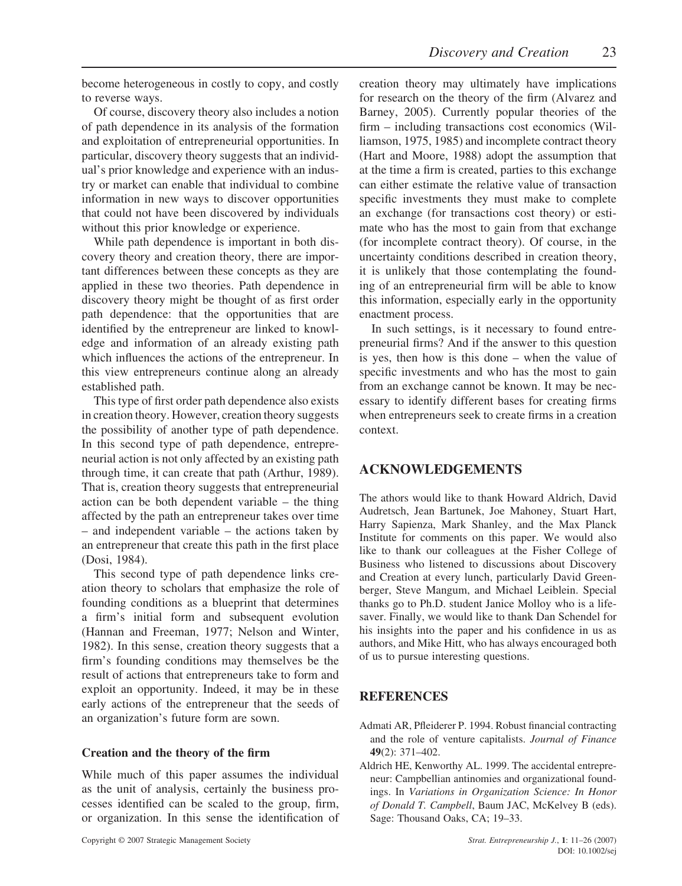become heterogeneous in costly to copy, and costly to reverse ways.

Of course, discovery theory also includes a notion of path dependence in its analysis of the formation and exploitation of entrepreneurial opportunities. In particular, discovery theory suggests that an individual's prior knowledge and experience with an industry or market can enable that individual to combine information in new ways to discover opportunities that could not have been discovered by individuals without this prior knowledge or experience.

While path dependence is important in both discovery theory and creation theory, there are important differences between these concepts as they are applied in these two theories. Path dependence in discovery theory might be thought of as first order path dependence: that the opportunities that are identified by the entrepreneur are linked to knowledge and information of an already existing path which influences the actions of the entrepreneur. In this view entrepreneurs continue along an already established path.

This type of first order path dependence also exists in creation theory. However, creation theory suggests the possibility of another type of path dependence. In this second type of path dependence, entrepreneurial action is not only affected by an existing path through time, it can create that path (Arthur, 1989). That is, creation theory suggests that entrepreneurial action can be both dependent variable – the thing affected by the path an entrepreneur takes over time – and independent variable – the actions taken by an entrepreneur that create this path in the first place (Dosi, 1984).

This second type of path dependence links creation theory to scholars that emphasize the role of founding conditions as a blueprint that determines a firm's initial form and subsequent evolution (Hannan and Freeman, 1977; Nelson and Winter, 1982). In this sense, creation theory suggests that a firm's founding conditions may themselves be the result of actions that entrepreneurs take to form and exploit an opportunity. Indeed, it may be in these early actions of the entrepreneur that the seeds of an organization's future form are sown.

### Creation and the theory of the firm

While much of this paper assumes the individual as the unit of analysis, certainly the business processes identified can be scaled to the group, firm, or organization. In this sense the identification of creation theory may ultimately have implications for research on the theory of the firm (Alvarez and Barney, 2005). Currently popular theories of the firm – including transactions cost economics (Williamson, 1975, 1985) and incomplete contract theory (Hart and Moore, 1988) adopt the assumption that at the time a firm is created, parties to this exchange can either estimate the relative value of transaction specific investments they must make to complete an exchange (for transactions cost theory) or estimate who has the most to gain from that exchange (for incomplete contract theory). Of course, in the uncertainty conditions described in creation theory, it is unlikely that those contemplating the founding of an entrepreneurial firm will be able to know this information, especially early in the opportunity enactment process.

In such settings, is it necessary to found entrepreneurial firms? And if the answer to this question is yes, then how is this done – when the value of specific investments and who has the most to gain from an exchange cannot be known. It may be necessary to identify different bases for creating firms when entrepreneurs seek to create firms in a creation context.

## ACKNOWLEDGEMENTS

The athors would like to thank Howard Aldrich, David Audretsch, Jean Bartunek, Joe Mahoney, Stuart Hart, Harry Sapienza, Mark Shanley, and the Max Planck Institute for comments on this paper. We would also like to thank our colleagues at the Fisher College of Business who listened to discussions about Discovery and Creation at every lunch, particularly David Greenberger, Steve Mangum, and Michael Leiblein. Special thanks go to Ph.D. student Janice Molloy who is a lifesaver. Finally, we would like to thank Dan Schendel for his insights into the paper and his confidence in us as authors, and Mike Hitt, who has always encouraged both of us to pursue interesting questions.

## REFERENCES

Admati AR, Pfleiderer P. 1994. Robust financial contracting and the role of venture capitalists. *Journal of Finance* **49**(2): 371–402.

Aldrich HE, Kenworthy AL. 1999. The accidental entrepreneur: Campbellian antinomies and organizational foundings. In *Variations in Organization Science: In Honor of Donald T. Campbell*, Baum JAC, McKelvey B (eds). Sage: Thousand Oaks, CA; 19–33.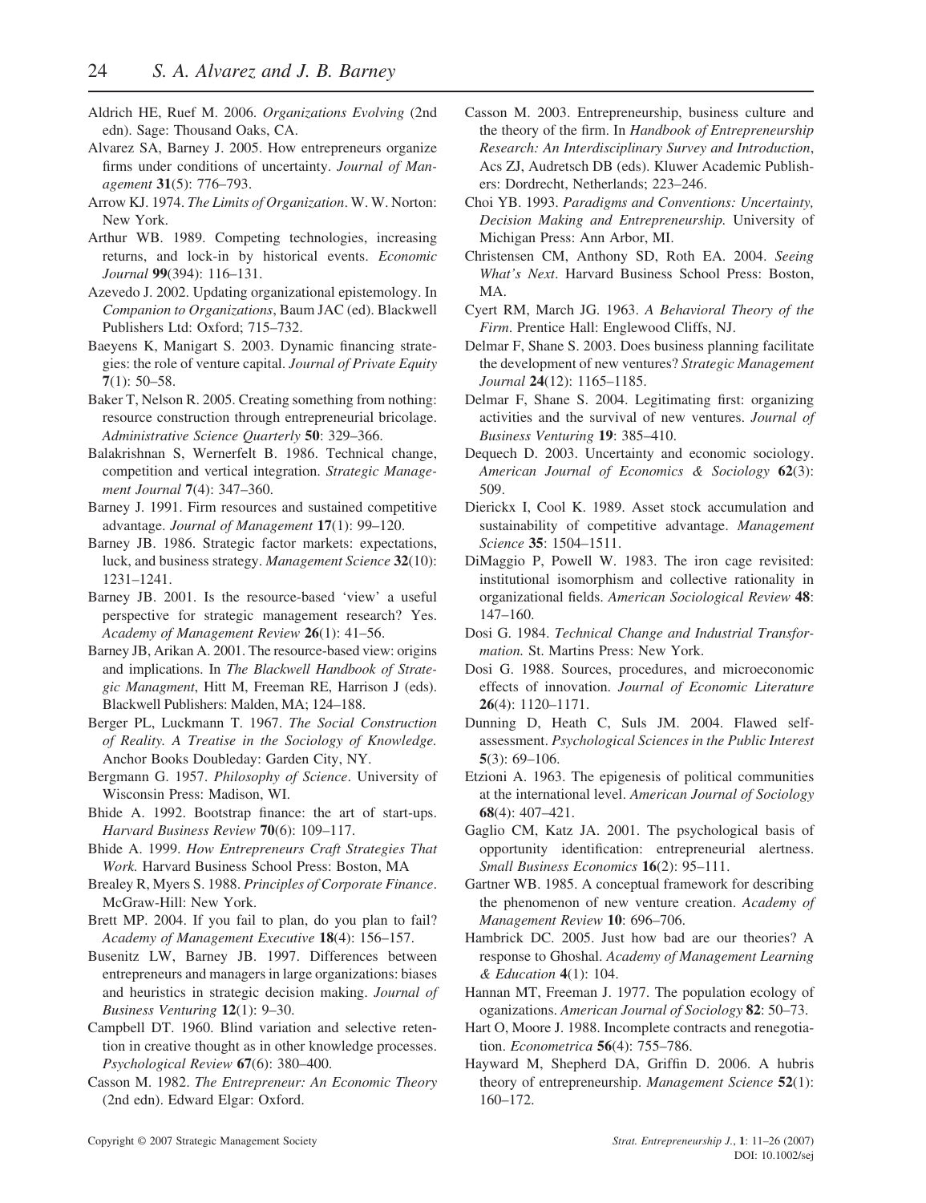Aldrich HE, Ruef M. 2006. *Organizations Evolving* (2nd edn). Sage: Thousand Oaks, CA.

Alvarez SA, Barney J. 2005. How entrepreneurs organize firms under conditions of uncertainty. *Journal of Management* **31**(5): 776–793.

Arrow KJ. 1974. *The Limits of Organization*. W. W. Norton: New York.

Arthur WB. 1989. Competing technologies, increasing returns, and lock-in by historical events. *Economic Journal* **99**(394): 116–131.

Azevedo J. 2002. Updating organizational epistemology. In *Companion to Organizations*, Baum JAC (ed). Blackwell Publishers Ltd: Oxford; 715–732.

Baeyens K, Manigart S. 2003. Dynamic financing strategies: the role of venture capital. *Journal of Private Equity* **7**(1): 50–58.

Baker T, Nelson R. 2005. Creating something from nothing: resource construction through entrepreneurial bricolage. *Administrative Science Quarterly* **50**: 329–366.

Balakrishnan S, Wernerfelt B. 1986. Technical change, competition and vertical integration. *Strategic Management Journal* **7**(4): 347–360.

Barney J. 1991. Firm resources and sustained competitive advantage. *Journal of Management* **17**(1): 99–120.

Barney JB. 1986. Strategic factor markets: expectations, luck, and business strategy. *Management Science* **32**(10): 1231–1241.

Barney JB. 2001. Is the resource-based 'view' a useful perspective for strategic management research? Yes. *Academy of Management Review* **26**(1): 41–56.

Barney JB, Arikan A. 2001. The resource-based view: origins and implications. In *The Blackwell Handbook of Strategic Managment*, Hitt M, Freeman RE, Harrison J (eds). Blackwell Publishers: Malden, MA; 124–188.

Berger PL, Luckmann T. 1967. *The Social Construction of Reality. A Treatise in the Sociology of Knowledge.* Anchor Books Doubleday: Garden City, NY.

Bergmann G. 1957. *Philosophy of Science*. University of Wisconsin Press: Madison, WI.

Bhide A. 1992. Bootstrap finance: the art of start-ups. *Harvard Business Review* **70**(6): 109–117.

Bhide A. 1999. *How Entrepreneurs Craft Strategies That Work.* Harvard Business School Press: Boston, MA

Brealey R, Myers S. 1988. *Principles of Corporate Finance*. McGraw-Hill: New York.

Brett MP. 2004. If you fail to plan, do you plan to fail? *Academy of Management Executive* **18**(4): 156–157.

Busenitz LW, Barney JB. 1997. Differences between entrepreneurs and managers in large organizations: biases and heuristics in strategic decision making. *Journal of Business Venturing* **12**(1): 9–30.

Campbell DT. 1960. Blind variation and selective retention in creative thought as in other knowledge processes. *Psychological Review* **67**(6): 380–400.

Casson M. 1982. *The Entrepreneur: An Economic Theory* (2nd edn). Edward Elgar: Oxford.

Casson M. 2003. Entrepreneurship, business culture and the theory of the firm. In *Handbook of Entrepreneurship Research: An Interdisciplinary Survey and Introduction*, Acs ZJ, Audretsch DB (eds). Kluwer Academic Publishers: Dordrecht, Netherlands; 223–246.

Choi YB. 1993. *Paradigms and Conventions: Uncertainty, Decision Making and Entrepreneurship.* University of Michigan Press: Ann Arbor, MI.

Christensen CM, Anthony SD, Roth EA. 2004. *Seeing What's Next*. Harvard Business School Press: Boston, MA.

Cyert RM, March JG. 1963. *A Behavioral Theory of the Firm*. Prentice Hall: Englewood Cliffs, NJ.

Delmar F, Shane S. 2003. Does business planning facilitate the development of new ventures? *Strategic Management Journal* **24**(12): 1165–1185.

Delmar F, Shane S. 2004. Legitimating first: organizing activities and the survival of new ventures. *Journal of Business Venturing* **19**: 385–410.

Dequech D. 2003. Uncertainty and economic sociology. *American Journal of Economics & Sociology* **62**(3): 509.

Dierickx I, Cool K. 1989. Asset stock accumulation and sustainability of competitive advantage. *Management Science* **35**: 1504–1511.

DiMaggio P, Powell W. 1983. The iron cage revisited: institutional isomorphism and collective rationality in organizational fields. *American Sociological Review* **48**: 147–160.

Dosi G. 1984. *Technical Change and Industrial Transformation.* St. Martins Press: New York.

Dosi G. 1988. Sources, procedures, and microeconomic effects of innovation. *Journal of Economic Literature* **26**(4): 1120–1171.

Dunning D, Heath C, Suls JM. 2004. Flawed self-assessment. *Psychological Sciences in the Public Interest* **5**(3): 69–106.

Etzioni A. 1963. The epigenesis of political communities at the international level. *American Journal of Sociology* **68**(4): 407–421.

Gaglio CM, Katz JA. 2001. The psychological basis of opportunity identification: entrepreneurial alertness. *Small Business Economics* **16**(2): 95–111.

Gartner WB. 1985. A conceptual framework for describing the phenomenon of new venture creation. *Academy of Management Review* **10**: 696–706.

Hambrick DC. 2005. Just how bad are our theories? A response to Ghoshal. *Academy of Management Learning & Education* **4**(1): 104.

Hannan MT, Freeman J. 1977. The population ecology of ogazinations. *American Journal of Sociology* **82**: 50–73.

Hart O, Moore J. 1988. Incomplete contracts and renegotiation. *Econometrica* **56**(4): 755–786.

Hayward M, Shepherd DA, Griffin D. 2006. A hubris theory of entrepreneurship. *Management Science* **52**(1): 160–172.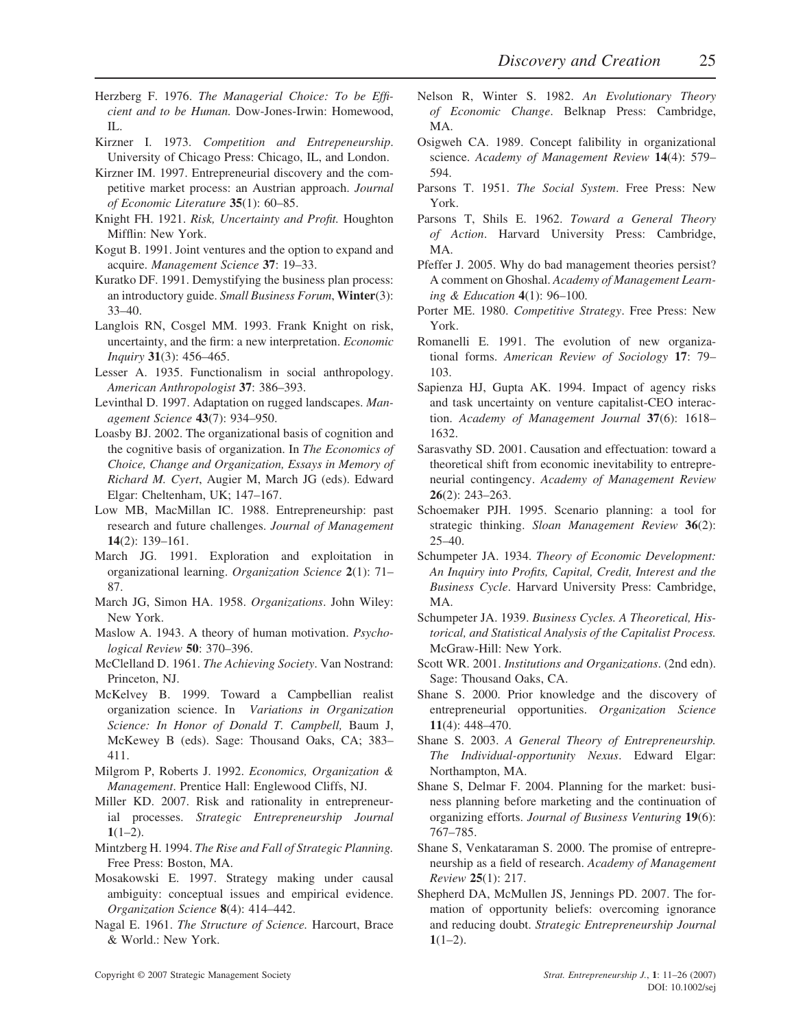Herzberg F. 1976. *The Managerial Choice: To be Efficient and to be Human.* Dow-Jones-Irwin: Homewood, IL.

Kirzner I. 1973. *Competition and Entrepeneurship*. University of Chicago Press: Chicago, IL, and London.

Kirzner IM. 1997. Entrepreneurial discovery and the competitive market process: an Austrian approach. *Journal of Economic Literature* **35**(1): 60–85.

Knight FH. 1921. *Risk, Uncertainty and Profit.* Houghton Mifflin: New York.

Kogut B. 1991. Joint ventures and the option to expand and acquire. *Management Science* **37**: 19–33.

Kuratko DF. 1991. Demystifying the business plan process: an introductory guide. *Small Business Forum*, **Winter**(3): 33–40.

Langlois RN, Cosgel MM. 1993. Frank Knight on risk, uncertainty, and the firm: a new interpretation. *Economic Inquiry* **31**(3): 456–465.

Lesser A. 1935. Functionalism in social anthropology. *American Anthropologist* **37**: 386–393.

Levinthal D. 1997. Adaptation on rugged landscapes. *Management Science* **43**(7): 934–950.

Loasby BJ. 2002. The organizational basis of cognition and the cognitive basis of organization. In *The Economics of Choice, Change and Organization, Essays in Memory of Richard M. Cyert*, Augier M, March JG (eds). Edward Elgar: Cheltenham, UK; 147–167.

Low MB, MacMillan IC. 1988. Entrepreneurship: past research and future challenges. *Journal of Management* **14**(2): 139–161.

March JG. 1991. Exploration and exploitation in organizational learning. *Organization Science* **2**(1): 71–87.

March JG, Simon HA. 1958. *Organizations*. John Wiley: New York.

Maslow A. 1943. A theory of human motivation. *Psychological Review* **50**: 370–396.

McClelland D. 1961. *The Achieving Society*. Van Nostrand: Princeton, NJ.

McKelvey B. 1999. Toward a Campbellian realist organization science. In *Variations in Organization Science: In Honor of Donald T. Campbell,* Baum J, McKewey B (eds). Sage: Thousand Oaks, CA; 383–411.

Milgrom P, Roberts J. 1992. *Economics, Organization & Management*. Prentice Hall: Englewood Cliffs, NJ.

Miller KD. 2007. Risk and rationality in entrepreneurial processes. *Strategic Entrepreneurship Journal* **1**(1–2).

Mintzberg H. 1994. *The Rise and Fall of Strategic Planning.* Free Press: Boston, MA.

Mosakowski E. 1997. Strategy making under causal ambiguity: conceptual issues and empirical evidence. *Organization Science* **8**(4): 414–442.

Nagal E. 1961. *The Structure of Science.* Harcourt, Brace & World.: New York.

Nelson R, Winter S. 1982. *An Evolutionary Theory of Economic Change*. Belknap Press: Cambridge, MA.

Osigweh CA. 1989. Concept falibility in organizational science. *Academy of Management Review* **14**(4): 579–594.

Parsons T. 1951. *The Social System*. Free Press: New York.

Parsons T, Shils E. 1962. *Toward a General Theory of Action*. Harvard University Press: Cambridge, MA.

Pfeffer J. 2005. Why do bad management theories persist? A comment on Ghoshal. *Academy of Management Learning & Education* **4**(1): 96–100.

Porter ME. 1980. *Competitive Strategy*. Free Press: New York.

Romanelli E. 1991. The evolution of new organizational forms. *American Review of Sociology* **17**: 79–103.

Sapienza HJ, Gupta AK. 1994. Impact of agency risks and task uncertainty on venture capitalist-CEO interaction. *Academy of Management Journal* **37**(6): 1618–1632.

Sarasvathy SD. 2001. Causation and effectuation: toward a theoretical shift from economic inevitability to entrepreneurial contingency. *Academy of Management Review* **26**(2): 243–263.

Schoemaker PJH. 1995. Scenario planning: a tool for strategic thinking. *Sloan Management Review* **36**(2): 25–40.

Schumpeter JA. 1934. *Theory of Economic Development: An Inquiry into Profits, Capital, Credit, Interest and the Business Cycle*. Harvard University Press: Cambridge, MA.

Schumpeter JA. 1939. *Business Cycles. A Theoretical, Historical, and Statistical Analysis of the Capitalist Process.* McGraw-Hill: New York.

Scott WR. 2001. *Institutions and Organizations*. (2nd edn). Sage: Thousand Oaks, CA.

Shane S. 2000. Prior knowledge and the discovery of entrepreneurial opportunities. *Organization Science* **11**(4): 448–470.

Shane S. 2003. *A General Theory of Entrepreneurship. The Individual-opportunity Nexus*. Edward Elgar: Northampton, MA.

Shane S, Delmar F. 2004. Planning for the market: business planning before marketing and the continuation of organizing efforts. *Journal of Business Venturing* **19**(6): 767–785.

Shane S, Venkataraman S. 2000. The promise of entrepreneurship as a field of research. *Academy of Management Review* **25**(1): 217.

Shepherd DA, McMullen JS, Jennings PD. 2007. The formation of opportunity beliefs: overcoming ignorance and reducing doubt. *Strategic Entrepreneurship Journal* **1**(1–2).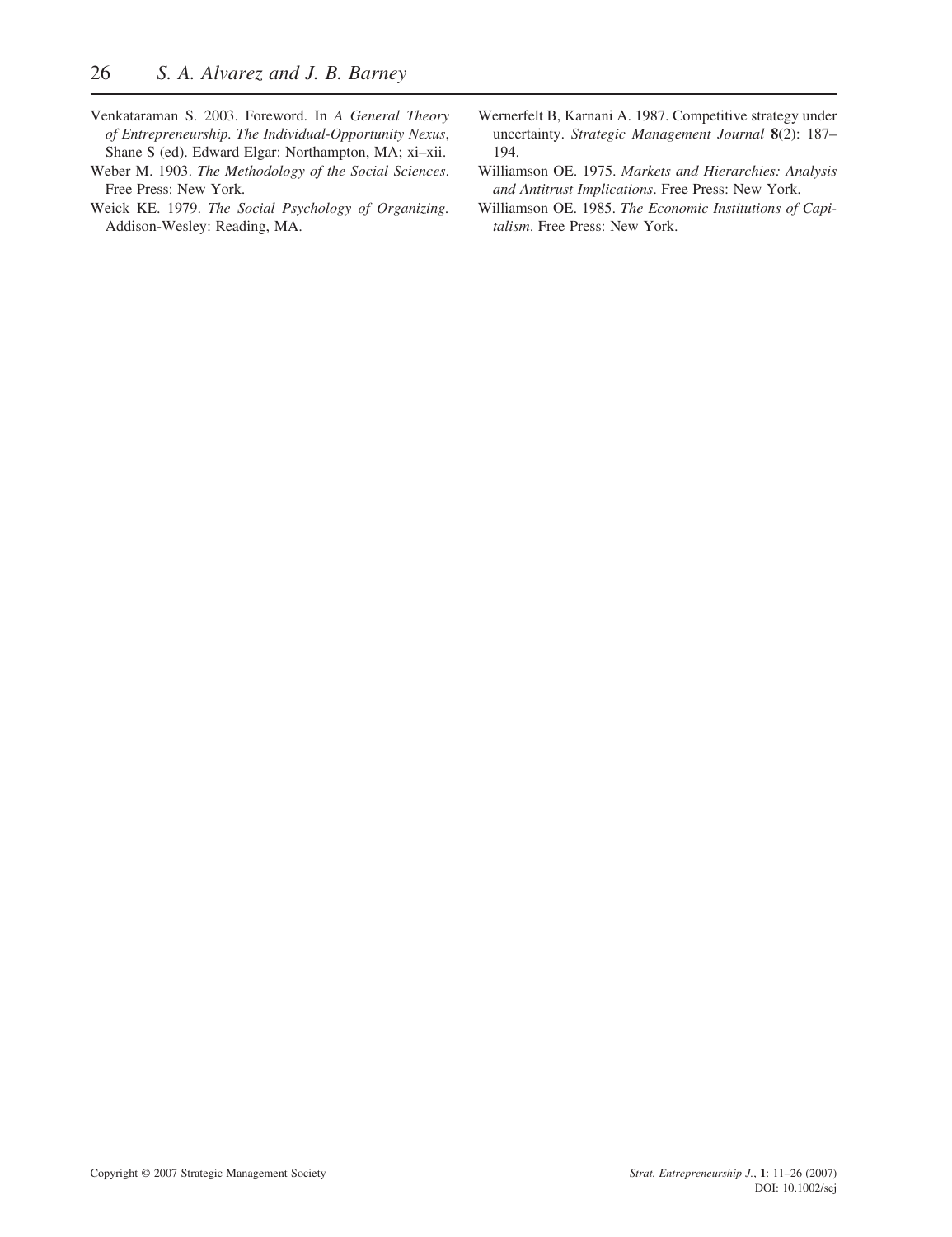Venkataraman S. 2003. Foreword. In *A General Theory of Entrepreneurship. The Individual-Opportunity Nexus*, Shane S (ed). Edward Elgar: Northampton, MA; xi–xii.

Weber M. 1903. *The Methodology of the Social Sciences*. Free Press: New York.

Weick KE. 1979. *The Social Psychology of Organizing*. Addison-Wesley: Reading, MA.

Wernerfelt B, Karnani A. 1987. Competitive strategy under uncertainty. *Strategic Management Journal* **8**(2): 187–194.

Williamson OE. 1975. *Markets and Hierarchies: Analysis and Antitrust Implications*. Free Press: New York.

Williamson OE. 1985. *The Economic Institutions of Capitalism*. Free Press: New York.